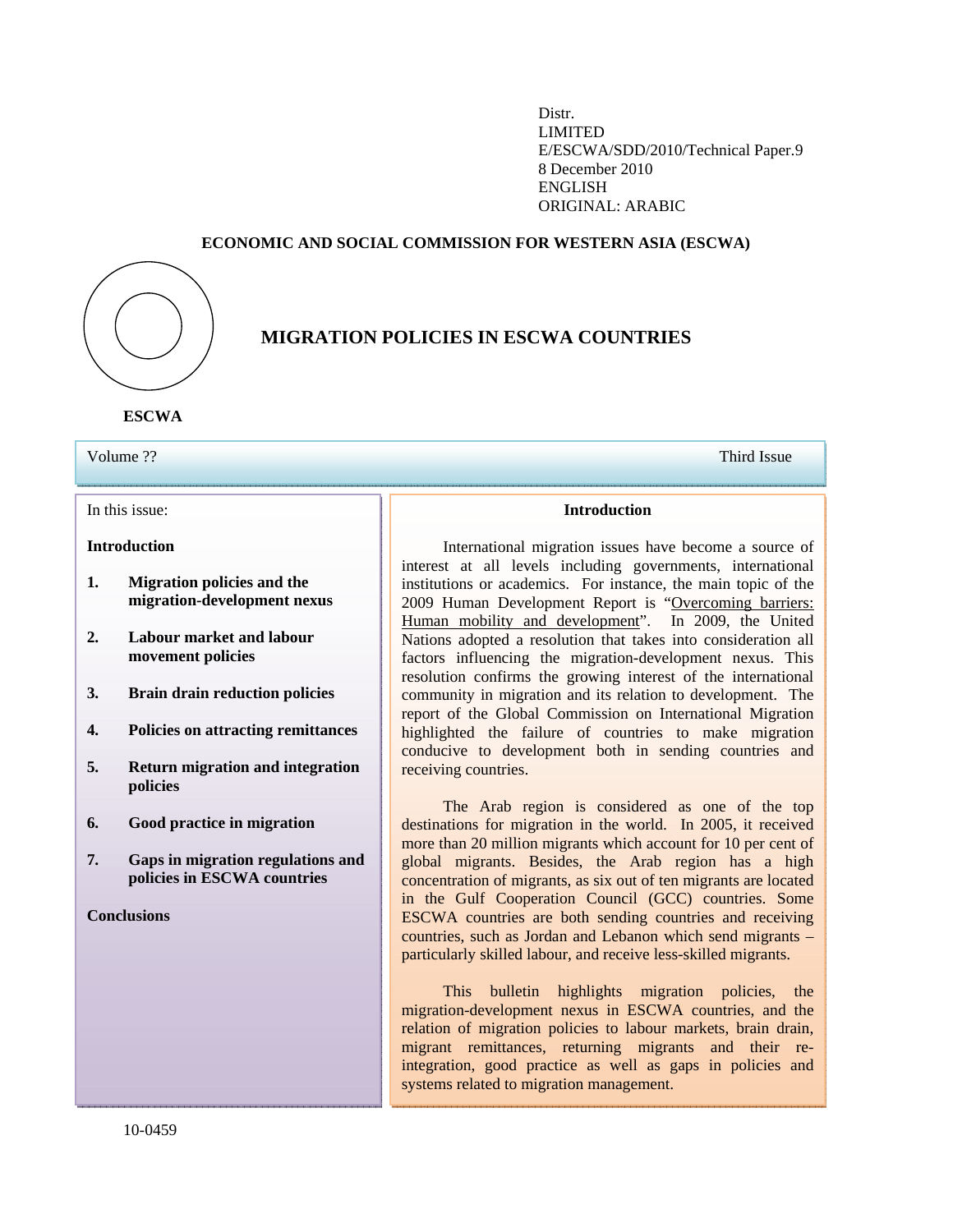Distr.
LIMITED
E/ESCWA/SDD/2010/Technical Paper.9
8 December 2010
ENGLISH
ORIGINAL: ARABIC

**ECONOMIC AND SOCIAL COMMISSION FOR WESTERN ASIA (ESCWA)**

ESCWA

# MIGRATION POLICIES IN ESCWA COUNTRIES

Volume ?? Third Issue

In this issue:

**Introduction**

1. **Migration policies and the migration-development nexus**
2. **Labour market and labour movement policies**
3. **Brain drain reduction policies**
4. **Policies on attracting remittances**
5. **Return migration and integration policies**
6. **Good practice in migration**
7. **Gaps in migration regulations and policies in ESCWA countries**

**Conclusions**

## Introduction

International migration issues have become a source of interest at all levels including governments, international institutions or academics. For instance, the main topic of the 2009 Human Development Report is "Overcoming barriers: Human mobility and development". In 2009, the United Nations adopted a resolution that takes into consideration all factors influencing the migration-development nexus. This resolution confirms the growing interest of the international community in migration and its relation to development. The report of the Global Commission on International Migration highlighted the failure of countries to make migration conducive to development both in sending countries and receiving countries.

The Arab region is considered as one of the top destinations for migration in the world. In 2005, it received more than 20 million migrants which account for 10 per cent of global migrants. Besides, the Arab region has a high concentration of migrants, as six out of ten migrants are located in the Gulf Cooperation Council (GCC) countries. Some ESCWA countries are both sending countries and receiving countries, such as Jordan and Lebanon which send migrants – particularly skilled labour, and receive less-skilled migrants.

This bulletin highlights migration policies, the migration-development nexus in ESCWA countries, and the relation of migration policies to labour markets, brain drain, migrant remittances, returning migrants and their re-integration, good practice as well as gaps in policies and systems related to migration management.

10-0459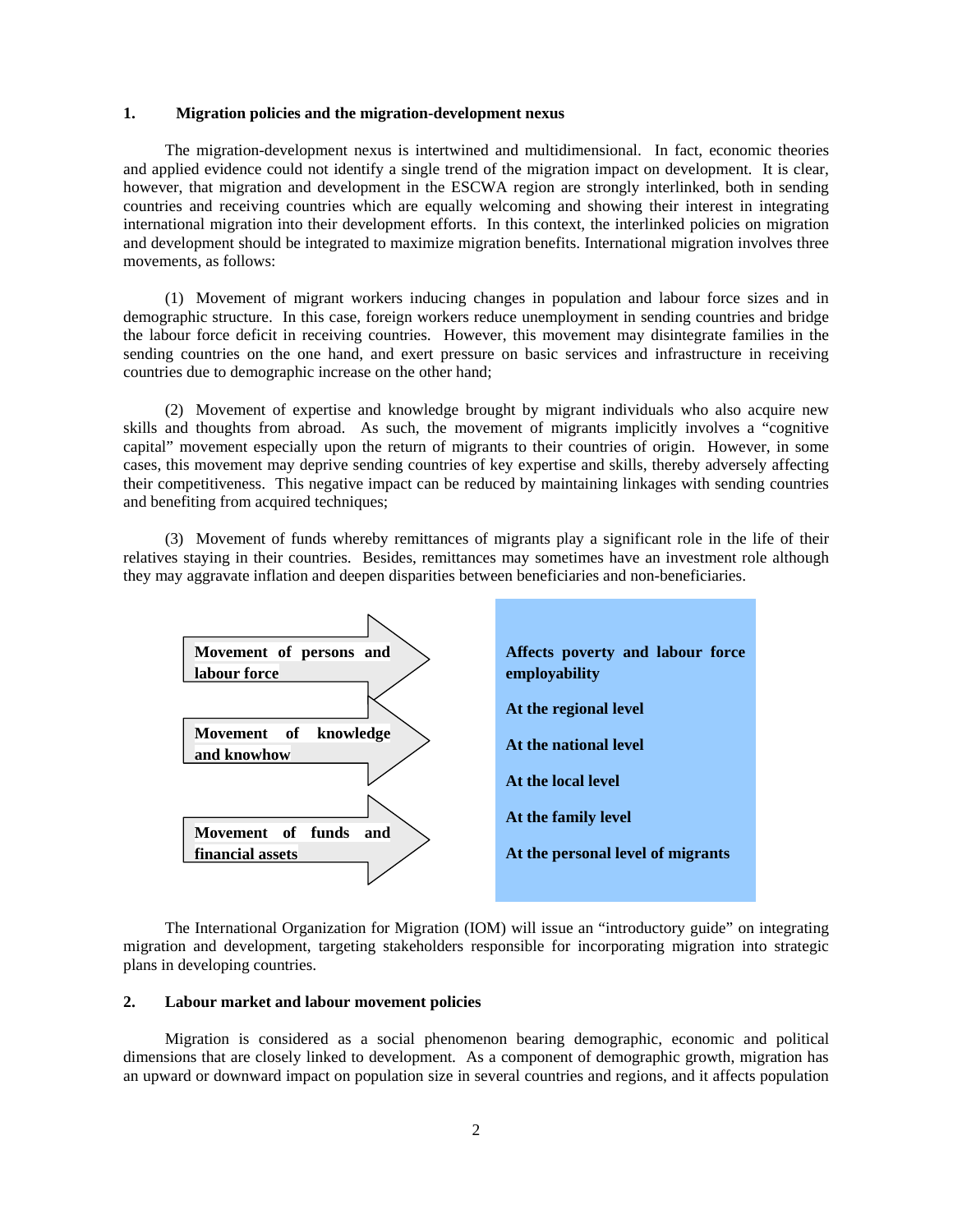## 1. Migration policies and the migration-development nexus

The migration-development nexus is intertwined and multidimensional. In fact, economic theories and applied evidence could not identify a single trend of the migration impact on development. It is clear, however, that migration and development in the ESCWA region are strongly interlinked, both in sending countries and receiving countries which are equally welcoming and showing their interest in integrating international migration into their development efforts. In this context, the interlinked policies on migration and development should be integrated to maximize migration benefits. International migration involves three movements, as follows:

(1) Movement of migrant workers inducing changes in population and labour force sizes and in demographic structure. In this case, foreign workers reduce unemployment in sending countries and bridge the labour force deficit in receiving countries. However, this movement may disintegrate families in the sending countries on the one hand, and exert pressure on basic services and infrastructure in receiving countries due to demographic increase on the other hand;

(2) Movement of expertise and knowledge brought by migrant individuals who also acquire new skills and thoughts from abroad. As such, the movement of migrants implicitly involves a "cognitive capital" movement especially upon the return of migrants to their countries of origin. However, in some cases, this movement may deprive sending countries of key expertise and skills, thereby adversely affecting their competitiveness. This negative impact can be reduced by maintaining linkages with sending countries and benefiting from acquired techniques;

(3) Movement of funds whereby remittances of migrants play a significant role in the life of their relatives staying in their countries. Besides, remittances may sometimes have an investment role although they may aggravate inflation and deepen disparities between beneficiaries and non-beneficiaries.

**Movement of persons and labour force**

**Movement of knowledge and knowhow**

**Movement of funds and financial assets**

**Affects poverty and labour force employability**

**At the regional level**

**At the national level**

**At the local level**

**At the family level**

**At the personal level of migrants**

The International Organization for Migration (IOM) will issue an "introductory guide" on integrating migration and development, targeting stakeholders responsible for incorporating migration into strategic plans in developing countries.

## 2. Labour market and labour movement policies

Migration is considered as a social phenomenon bearing demographic, economic and political dimensions that are closely linked to development. As a component of demographic growth, migration has an upward or downward impact on population size in several countries and regions, and it affects population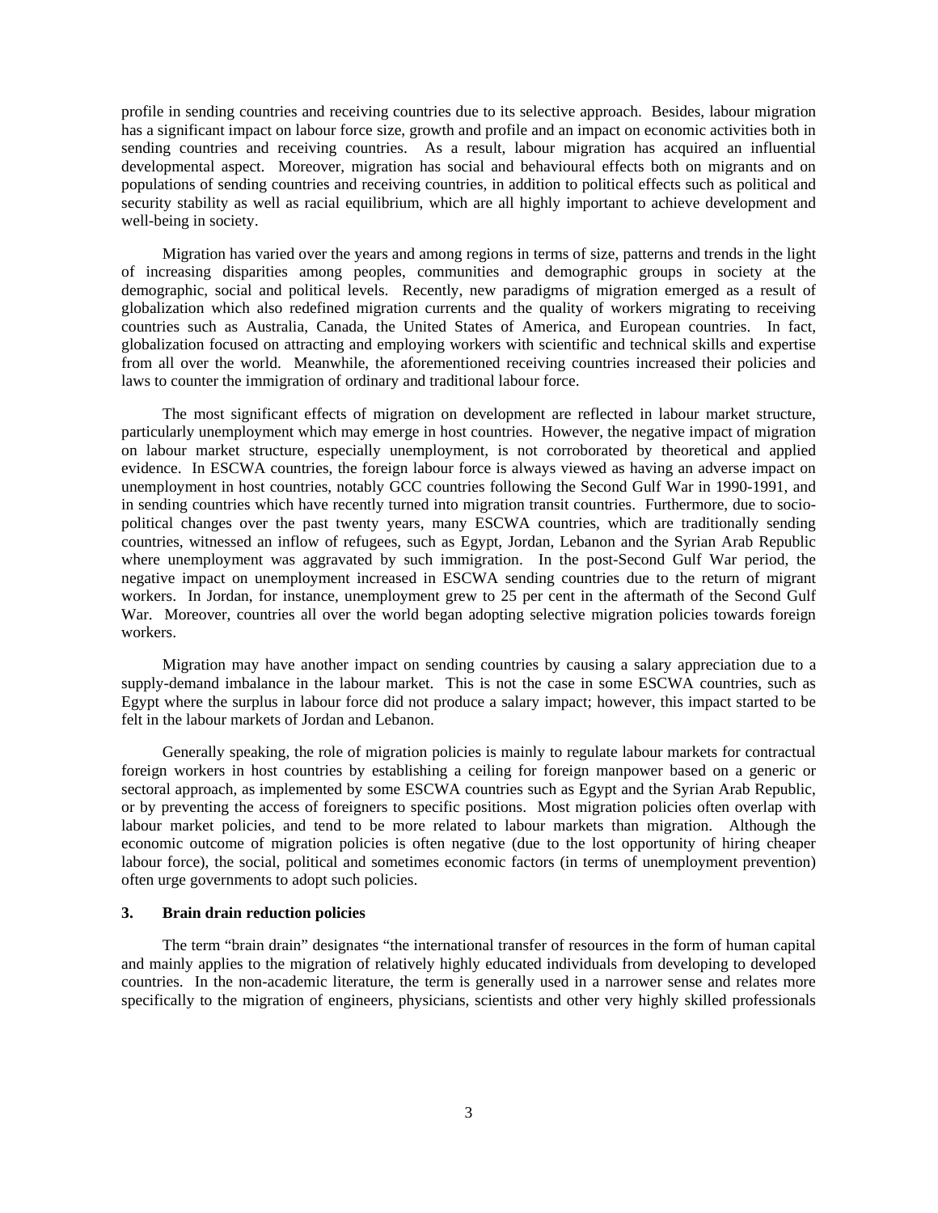profile in sending countries and receiving countries due to its selective approach. Besides, labour migration has a significant impact on labour force size, growth and profile and an impact on economic activities both in sending countries and receiving countries. As a result, labour migration has acquired an influential developmental aspect. Moreover, migration has social and behavioural effects both on migrants and on populations of sending countries and receiving countries, in addition to political effects such as political and security stability as well as racial equilibrium, which are all highly important to achieve development and well-being in society.

Migration has varied over the years and among regions in terms of size, patterns and trends in the light of increasing disparities among peoples, communities and demographic groups in society at the demographic, social and political levels. Recently, new paradigms of migration emerged as a result of globalization which also redefined migration currents and the quality of workers migrating to receiving countries such as Australia, Canada, the United States of America, and European countries. In fact, globalization focused on attracting and employing workers with scientific and technical skills and expertise from all over the world. Meanwhile, the aforementioned receiving countries increased their policies and laws to counter the immigration of ordinary and traditional labour force.

The most significant effects of migration on development are reflected in labour market structure, particularly unemployment which may emerge in host countries. However, the negative impact of migration on labour market structure, especially unemployment, is not corroborated by theoretical and applied evidence. In ESCWA countries, the foreign labour force is always viewed as having an adverse impact on unemployment in host countries, notably GCC countries following the Second Gulf War in 1990-1991, and in sending countries which have recently turned into migration transit countries. Furthermore, due to socio-political changes over the past twenty years, many ESCWA countries, which are traditionally sending countries, witnessed an inflow of refugees, such as Egypt, Jordan, Lebanon and the Syrian Arab Republic where unemployment was aggravated by such immigration. In the post-Second Gulf War period, the negative impact on unemployment increased in ESCWA sending countries due to the return of migrant workers. In Jordan, for instance, unemployment grew to 25 per cent in the aftermath of the Second Gulf War. Moreover, countries all over the world began adopting selective migration policies towards foreign workers.

Migration may have another impact on sending countries by causing a salary appreciation due to a supply-demand imbalance in the labour market. This is not the case in some ESCWA countries, such as Egypt where the surplus in labour force did not produce a salary impact; however, this impact started to be felt in the labour markets of Jordan and Lebanon.

Generally speaking, the role of migration policies is mainly to regulate labour markets for contractual foreign workers in host countries by establishing a ceiling for foreign manpower based on a generic or sectoral approach, as implemented by some ESCWA countries such as Egypt and the Syrian Arab Republic, or by preventing the access of foreigners to specific positions. Most migration policies often overlap with labour market policies, and tend to be more related to labour markets than migration. Although the economic outcome of migration policies is often negative (due to the lost opportunity of hiring cheaper labour force), the social, political and sometimes economic factors (in terms of unemployment prevention) often urge governments to adopt such policies.

### 3. Brain drain reduction policies

The term "brain drain" designates "the international transfer of resources in the form of human capital and mainly applies to the migration of relatively highly educated individuals from developing to developed countries. In the non-academic literature, the term is generally used in a narrower sense and relates more specifically to the migration of engineers, physicians, scientists and other very highly skilled professionals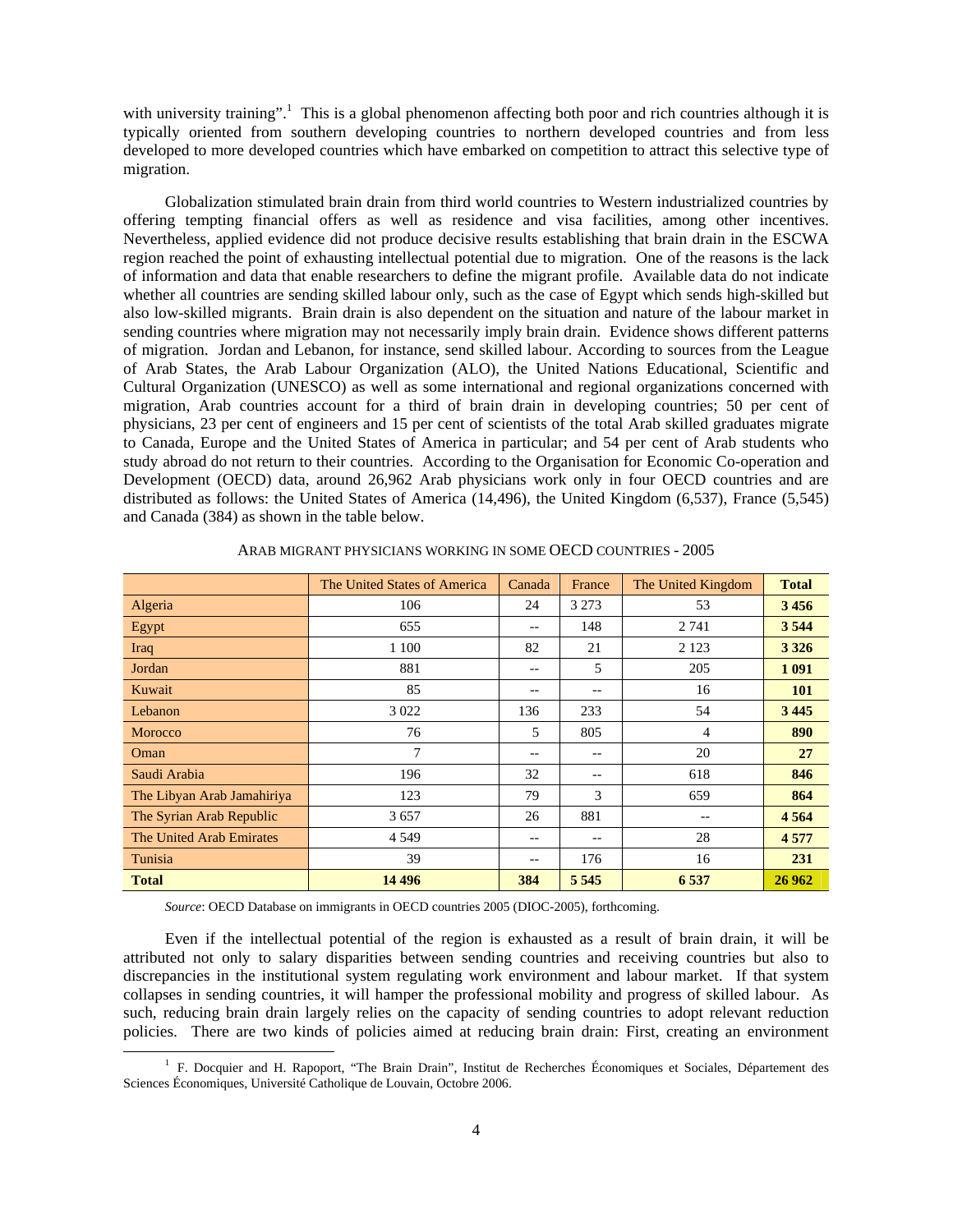with university training".[1] This is a global phenomenon affecting both poor and rich countries although it is typically oriented from southern developing countries to northern developed countries and from less developed to more developed countries which have embarked on competition to attract this selective type of migration.

Globalization stimulated brain drain from third world countries to Western industrialized countries by offering tempting financial offers as well as residence and visa facilities, among other incentives. Nevertheless, applied evidence did not produce decisive results establishing that brain drain in the ESCWA region reached the point of exhausting intellectual potential due to migration. One of the reasons is the lack of information and data that enable researchers to define the migrant profile. Available data do not indicate whether all countries are sending skilled labour only, such as the case of Egypt which sends high-skilled but also low-skilled migrants. Brain drain is also dependent on the situation and nature of the labour market in sending countries where migration may not necessarily imply brain drain. Evidence shows different patterns of migration. Jordan and Lebanon, for instance, send skilled labour. According to sources from the League of Arab States, the Arab Labour Organization (ALO), the United Nations Educational, Scientific and Cultural Organization (UNESCO) as well as some international and regional organizations concerned with migration, Arab countries account for a third of brain drain in developing countries; 50 per cent of physicians, 23 per cent of engineers and 15 per cent of scientists of the total Arab skilled graduates migrate to Canada, Europe and the United States of America in particular; and 54 per cent of Arab students who study abroad do not return to their countries. According to the Organisation for Economic Co-operation and Development (OECD) data, around 26,962 Arab physicians work only in four OECD countries and are distributed as follows: the United States of America (14,496), the United Kingdom (6,537), France (5,545) and Canada (384) as shown in the table below.

ARAB MIGRANT PHYSICIANS WORKING IN SOME OECD COUNTRIES - 2005

| | The United States of America | Canada | France | The United Kingdom | **Total** |
|---|---|---|---|---|---|
| Algeria | 106 | 24 | 3 273 | 53 | **3 456** |
| Egypt | 655 | -- | 148 | 2 741 | **3 544** |
| Iraq | 1 100 | 82 | 21 | 2 123 | **3 326** |
| Jordan | 881 | -- | 5 | 205 | **1 091** |
| Kuwait | 85 | -- | -- | 16 | **101** |
| Lebanon | 3 022 | 136 | 233 | 54 | **3 445** |
| Morocco | 76 | 5 | 805 | 4 | **890** |
| Oman | 7 | -- | -- | 20 | **27** |
| Saudi Arabia | 196 | 32 | -- | 618 | **846** |
| The Libyan Arab Jamahiriya | 123 | 79 | 3 | 659 | **864** |
| The Syrian Arab Republic | 3 657 | 26 | 881 | -- | **4 564** |
| The United Arab Emirates | 4 549 | -- | -- | 28 | **4 577** |
| Tunisia | 39 | -- | 176 | 16 | **231** |
| **Total** | **14 496** | **384** | **5 545** | **6 537** | **26 962** |

*Source*: OECD Database on immigrants in OECD countries 2005 (DIOC-2005), forthcoming.

Even if the intellectual potential of the region is exhausted as a result of brain drain, it will be attributed not only to salary disparities between sending countries and receiving countries but also to discrepancies in the institutional system regulating work environment and labour market. If that system collapses in sending countries, it will hamper the professional mobility and progress of skilled labour. As such, reducing brain drain largely relies on the capacity of sending countries to adopt relevant reduction policies. There are two kinds of policies aimed at reducing brain drain: First, creating an environment

[1] F. Docquier and H. Rapoport, "The Brain Drain", Institut de Recherches Économiques et Sociales, Département des Sciences Économiques, Université Catholique de Louvain, Octobre 2006.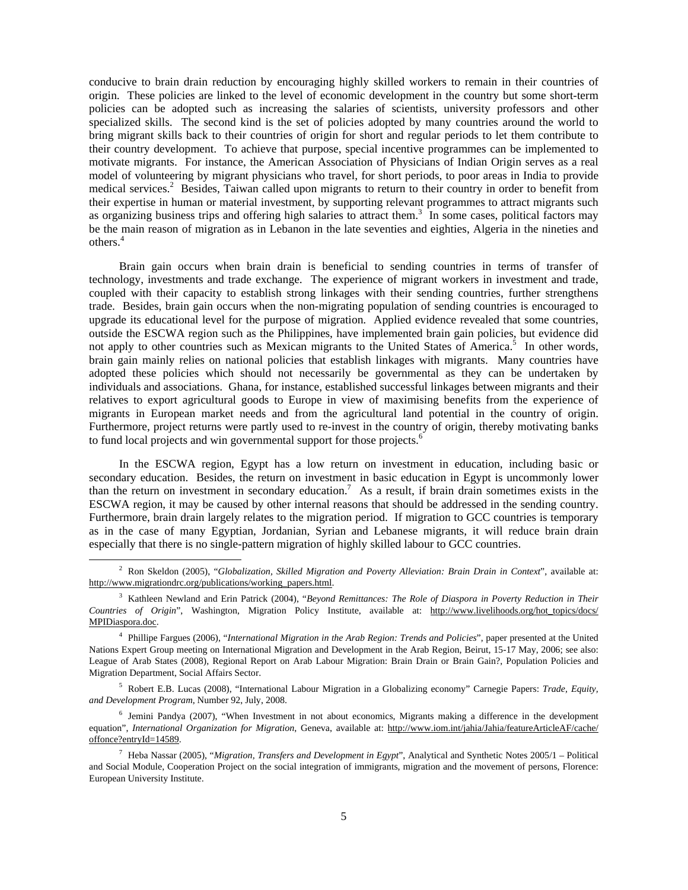conducive to brain drain reduction by encouraging highly skilled workers to remain in their countries of origin. These policies are linked to the level of economic development in the country but some short-term policies can be adopted such as increasing the salaries of scientists, university professors and other specialized skills. The second kind is the set of policies adopted by many countries around the world to bring migrant skills back to their countries of origin for short and regular periods to let them contribute to their country development. To achieve that purpose, special incentive programmes can be implemented to motivate migrants. For instance, the American Association of Physicians of Indian Origin serves as a real model of volunteering by migrant physicians who travel, for short periods, to poor areas in India to provide medical services.[2] Besides, Taiwan called upon migrants to return to their country in order to benefit from their expertise in human or material investment, by supporting relevant programmes to attract migrants such as organizing business trips and offering high salaries to attract them.[3] In some cases, political factors may be the main reason of migration as in Lebanon in the late seventies and eighties, Algeria in the nineties and others.[4]

Brain gain occurs when brain drain is beneficial to sending countries in terms of transfer of technology, investments and trade exchange. The experience of migrant workers in investment and trade, coupled with their capacity to establish strong linkages with their sending countries, further strengthens trade. Besides, brain gain occurs when the non-migrating population of sending countries is encouraged to upgrade its educational level for the purpose of migration. Applied evidence revealed that some countries, outside the ESCWA region such as the Philippines, have implemented brain gain policies, but evidence did not apply to other countries such as Mexican migrants to the United States of America.[5] In other words, brain gain mainly relies on national policies that establish linkages with migrants. Many countries have adopted these policies which should not necessarily be governmental as they can be undertaken by individuals and associations. Ghana, for instance, established successful linkages between migrants and their relatives to export agricultural goods to Europe in view of maximising benefits from the experience of migrants in European market needs and from the agricultural land potential in the country of origin. Furthermore, project returns were partly used to re-invest in the country of origin, thereby motivating banks to fund local projects and win governmental support for those projects.[6]

In the ESCWA region, Egypt has a low return on investment in education, including basic or secondary education. Besides, the return on investment in basic education in Egypt is uncommonly lower than the return on investment in secondary education.[7] As a result, if brain drain sometimes exists in the ESCWA region, it may be caused by other internal reasons that should be addressed in the sending country. Furthermore, brain drain largely relates to the migration period. If migration to GCC countries is temporary as in the case of many Egyptian, Jordanian, Syrian and Lebanese migrants, it will reduce brain drain especially that there is no single-pattern migration of highly skilled labour to GCC countries.

---

[2] Ron Skeldon (2005), "*Globalization, Skilled Migration and Poverty Alleviation: Brain Drain in Context*", available at: http://www.migrationdrc.org/publications/working_papers.html.

[3] Kathleen Newland and Erin Patrick (2004), "*Beyond Remittances: The Role of Diaspora in Poverty Reduction in Their Countries of Origin*", Washington, Migration Policy Institute, available at: http://www.livelihoods.org/hot_topics/docs/MPIDiaspora.doc.

[4] Phillipe Fargues (2006), "*International Migration in the Arab Region: Trends and Policies*", paper presented at the United Nations Expert Group meeting on International Migration and Development in the Arab Region, Beirut, 15-17 May, 2006; see also: League of Arab States (2008), Regional Report on Arab Labour Migration: Brain Drain or Brain Gain?, Population Policies and Migration Department, Social Affairs Sector.

[5] Robert E.B. Lucas (2008), "International Labour Migration in a Globalizing economy" Carnegie Papers: *Trade, Equity, and Development Program*, Number 92, July, 2008.

[6] Jemini Pandya (2007), "When Investment in not about economics, Migrants making a difference in the development equation", *International Organization for Migration*, Geneva, available at: http://www.iom.int/jahia/Jahia/featureArticleAF/cache/offonce?entryId=14589.

[7] Heba Nassar (2005), "*Migration, Transfers and Development in Egypt*", Analytical and Synthetic Notes 2005/1 – Political and Social Module, Cooperation Project on the social integration of immigrants, migration and the movement of persons, Florence: European University Institute.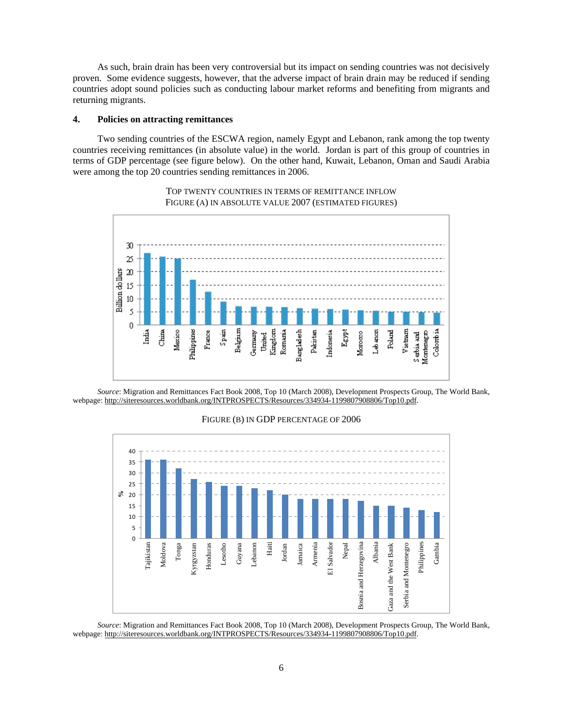As such, brain drain has been very controversial but its impact on sending countries was not decisively proven. Some evidence suggests, however, that the adverse impact of brain drain may be reduced if sending countries adopt sound policies such as conducting labour market reforms and benefiting from migrants and returning migrants.

### 4. Policies on attracting remittances

Two sending countries of the ESCWA region, namely Egypt and Lebanon, rank among the top twenty countries receiving remittances (in absolute value) in the world. Jordan is part of this group of countries in terms of GDP percentage (see figure below). On the other hand, Kuwait, Lebanon, Oman and Saudi Arabia were among the top 20 countries sending remittances in 2006.

TOP TWENTY COUNTRIES IN TERMS OF REMITTANCE INFLOW
FIGURE (A) IN ABSOLUTE VALUE 2007 (ESTIMATED FIGURES)

*Source*: Migration and Remittances Fact Book 2008, Top 10 (March 2008), Development Prospects Group, The World Bank, webpage: http://siteresources.worldbank.org/INTPROSPECTS/Resources/334934-1199807908806/Top10.pdf.

FIGURE (B) IN GDP PERCENTAGE OF 2006

*Source*: Migration and Remittances Fact Book 2008, Top 10 (March 2008), Development Prospects Group, The World Bank, webpage: http://siteresources.worldbank.org/INTPROSPECTS/Resources/334934-1199807908806/Top10.pdf.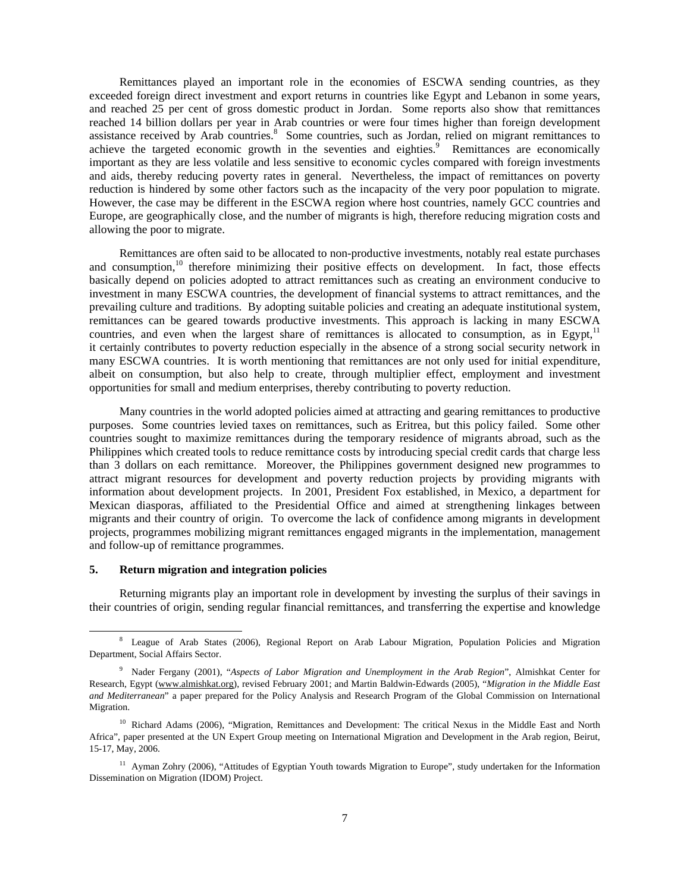Remittances played an important role in the economies of ESCWA sending countries, as they exceeded foreign direct investment and export returns in countries like Egypt and Lebanon in some years, and reached 25 per cent of gross domestic product in Jordan. Some reports also show that remittances reached 14 billion dollars per year in Arab countries or were four times higher than foreign development assistance received by Arab countries.[8] Some countries, such as Jordan, relied on migrant remittances to achieve the targeted economic growth in the seventies and eighties.[9] Remittances are economically important as they are less volatile and less sensitive to economic cycles compared with foreign investments and aids, thereby reducing poverty rates in general. Nevertheless, the impact of remittances on poverty reduction is hindered by some other factors such as the incapacity of the very poor population to migrate. However, the case may be different in the ESCWA region where host countries, namely GCC countries and Europe, are geographically close, and the number of migrants is high, therefore reducing migration costs and allowing the poor to migrate.

Remittances are often said to be allocated to non-productive investments, notably real estate purchases and consumption,[10] therefore minimizing their positive effects on development. In fact, those effects basically depend on policies adopted to attract remittances such as creating an environment conducive to investment in many ESCWA countries, the development of financial systems to attract remittances, and the prevailing culture and traditions. By adopting suitable policies and creating an adequate institutional system, remittances can be geared towards productive investments. This approach is lacking in many ESCWA countries, and even when the largest share of remittances is allocated to consumption, as in Egypt,[11] it certainly contributes to poverty reduction especially in the absence of a strong social security network in many ESCWA countries. It is worth mentioning that remittances are not only used for initial expenditure, albeit on consumption, but also help to create, through multiplier effect, employment and investment opportunities for small and medium enterprises, thereby contributing to poverty reduction.

Many countries in the world adopted policies aimed at attracting and gearing remittances to productive purposes. Some countries levied taxes on remittances, such as Eritrea, but this policy failed. Some other countries sought to maximize remittances during the temporary residence of migrants abroad, such as the Philippines which created tools to reduce remittance costs by introducing special credit cards that charge less than 3 dollars on each remittance. Moreover, the Philippines government designed new programmes to attract migrant resources for development and poverty reduction projects by providing migrants with information about development projects. In 2001, President Fox established, in Mexico, a department for Mexican diasporas, affiliated to the Presidential Office and aimed at strengthening linkages between migrants and their country of origin. To overcome the lack of confidence among migrants in development projects, programmes mobilizing migrant remittances engaged migrants in the implementation, management and follow-up of remittance programmes.

#### 5. Return migration and integration policies

Returning migrants play an important role in development by investing the surplus of their savings in their countries of origin, sending regular financial remittances, and transferring the expertise and knowledge

---

[8] League of Arab States (2006), Regional Report on Arab Labour Migration, Population Policies and Migration Department, Social Affairs Sector.

[9] Nader Fergany (2001), "*Aspects of Labor Migration and Unemployment in the Arab Region*", Almishkat Center for Research, Egypt (www.almishkat.org), revised February 2001; and Martin Baldwin-Edwards (2005), "*Migration in the Middle East and Mediterranean*" a paper prepared for the Policy Analysis and Research Program of the Global Commission on International Migration.

[10] Richard Adams (2006), "Migration, Remittances and Development: The critical Nexus in the Middle East and North Africa", paper presented at the UN Expert Group meeting on International Migration and Development in the Arab region, Beirut, 15-17, May, 2006.

[11] Ayman Zohry (2006), "Attitudes of Egyptian Youth towards Migration to Europe", study undertaken for the Information Dissemination on Migration (IDOM) Project.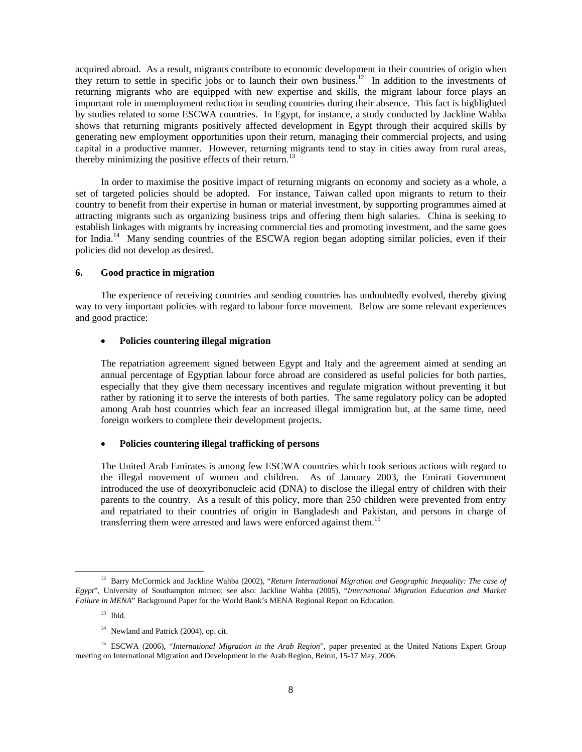acquired abroad. As a result, migrants contribute to economic development in their countries of origin when they return to settle in specific jobs or to launch their own business.[12] In addition to the investments of returning migrants who are equipped with new expertise and skills, the migrant labour force plays an important role in unemployment reduction in sending countries during their absence. This fact is highlighted by studies related to some ESCWA countries. In Egypt, for instance, a study conducted by Jackline Wahba shows that returning migrants positively affected development in Egypt through their acquired skills by generating new employment opportunities upon their return, managing their commercial projects, and using capital in a productive manner. However, returning migrants tend to stay in cities away from rural areas, thereby minimizing the positive effects of their return.[13]

In order to maximise the positive impact of returning migrants on economy and society as a whole, a set of targeted policies should be adopted. For instance, Taiwan called upon migrants to return to their country to benefit from their expertise in human or material investment, by supporting programmes aimed at attracting migrants such as organizing business trips and offering them high salaries. China is seeking to establish linkages with migrants by increasing commercial ties and promoting investment, and the same goes for India.[14] Many sending countries of the ESCWA region began adopting similar policies, even if their policies did not develop as desired.

## 6. Good practice in migration

The experience of receiving countries and sending countries has undoubtedly evolved, thereby giving way to very important policies with regard to labour force movement. Below are some relevant experiences and good practice:

- **Policies countering illegal migration**

The repatriation agreement signed between Egypt and Italy and the agreement aimed at sending an annual percentage of Egyptian labour force abroad are considered as useful policies for both parties, especially that they give them necessary incentives and regulate migration without preventing it but rather by rationing it to serve the interests of both parties. The same regulatory policy can be adopted among Arab host countries which fear an increased illegal immigration but, at the same time, need foreign workers to complete their development projects.

- **Policies countering illegal trafficking of persons**

The United Arab Emirates is among few ESCWA countries which took serious actions with regard to the illegal movement of women and children. As of January 2003, the Emirati Government introduced the use of deoxyribonucleic acid (DNA) to disclose the illegal entry of children with their parents to the country. As a result of this policy, more than 250 children were prevented from entry and repatriated to their countries of origin in Bangladesh and Pakistan, and persons in charge of transferring them were arrested and laws were enforced against them.[15]

---

[12] Barry McCormick and Jackline Wahba (2002), "*Return International Migration and Geographic Inequality: The case of Egypt*", University of Southampton mimeo; see also: Jackline Wahba (2005), "*International Migration Education and Market Failure in MENA*" Background Paper for the World Bank's MENA Regional Report on Education.

[13] Ibid.

[14] Newland and Patrick (2004), op. cit.

[15] ESCWA (2006), "*International Migration in the Arab Region*", paper presented at the United Nations Expert Group meeting on International Migration and Development in the Arab Region, Beirut, 15-17 May, 2006.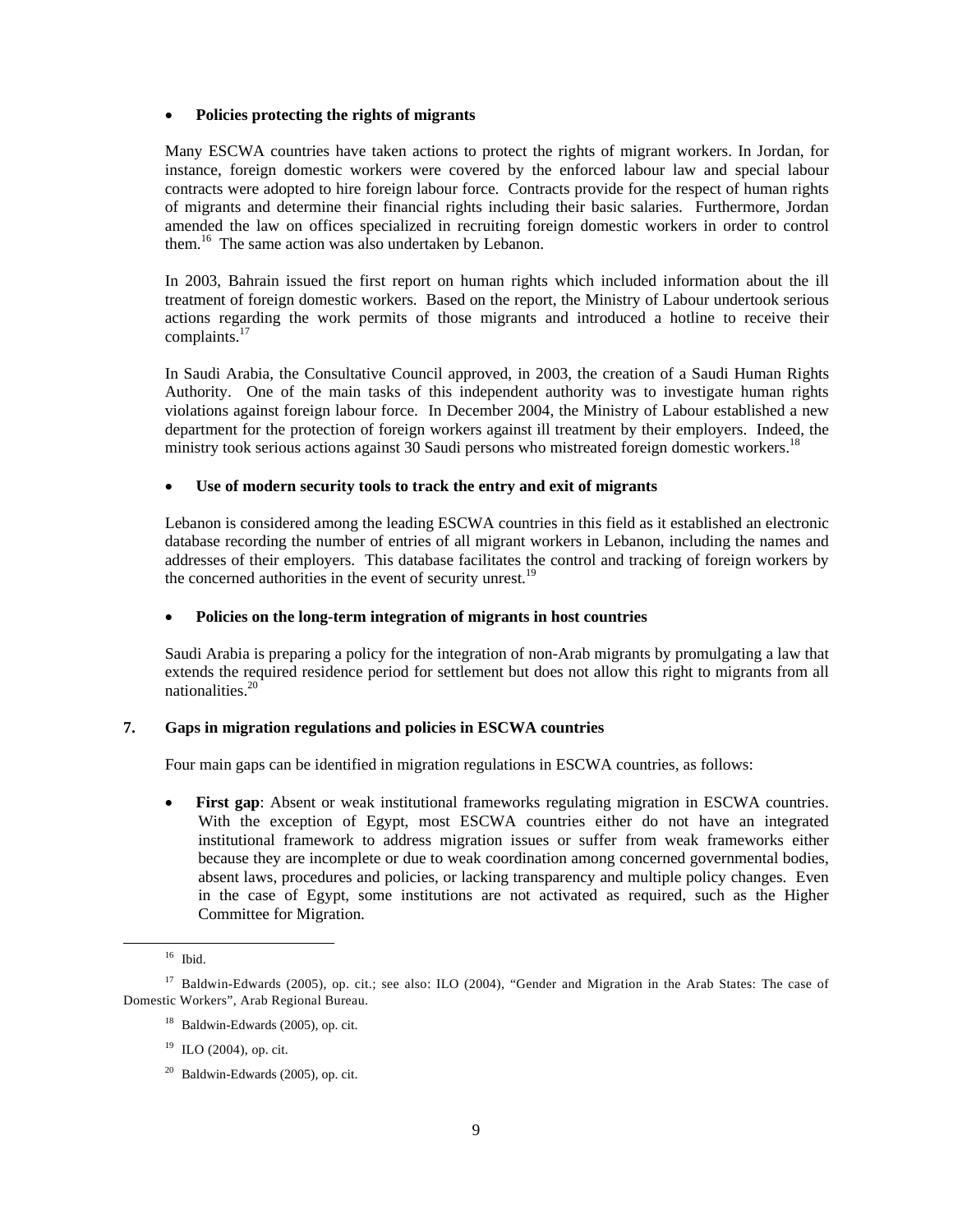- **Policies protecting the rights of migrants**

Many ESCWA countries have taken actions to protect the rights of migrant workers. In Jordan, for instance, foreign domestic workers were covered by the enforced labour law and special labour contracts were adopted to hire foreign labour force. Contracts provide for the respect of human rights of migrants and determine their financial rights including their basic salaries. Furthermore, Jordan amended the law on offices specialized in recruiting foreign domestic workers in order to control them.[16] The same action was also undertaken by Lebanon.

In 2003, Bahrain issued the first report on human rights which included information about the ill treatment of foreign domestic workers. Based on the report, the Ministry of Labour undertook serious actions regarding the work permits of those migrants and introduced a hotline to receive their complaints.[17]

In Saudi Arabia, the Consultative Council approved, in 2003, the creation of a Saudi Human Rights Authority. One of the main tasks of this independent authority was to investigate human rights violations against foreign labour force. In December 2004, the Ministry of Labour established a new department for the protection of foreign workers against ill treatment by their employers. Indeed, the ministry took serious actions against 30 Saudi persons who mistreated foreign domestic workers.[18]

- **Use of modern security tools to track the entry and exit of migrants**

Lebanon is considered among the leading ESCWA countries in this field as it established an electronic database recording the number of entries of all migrant workers in Lebanon, including the names and addresses of their employers. This database facilitates the control and tracking of foreign workers by the concerned authorities in the event of security unrest.[19]

- **Policies on the long-term integration of migrants in host countries**

Saudi Arabia is preparing a policy for the integration of non-Arab migrants by promulgating a law that extends the required residence period for settlement but does not allow this right to migrants from all nationalities.[20]

## 7. Gaps in migration regulations and policies in ESCWA countries

Four main gaps can be identified in migration regulations in ESCWA countries, as follows:

- **First gap**: Absent or weak institutional frameworks regulating migration in ESCWA countries. With the exception of Egypt, most ESCWA countries either do not have an integrated institutional framework to address migration issues or suffer from weak frameworks either because they are incomplete or due to weak coordination among concerned governmental bodies, absent laws, procedures and policies, or lacking transparency and multiple policy changes. Even in the case of Egypt, some institutions are not activated as required, such as the Higher Committee for Migration.

---

[16] Ibid.

[17] Baldwin-Edwards (2005), op. cit.; see also: ILO (2004), "Gender and Migration in the Arab States: The case of Domestic Workers", Arab Regional Bureau.

[18] Baldwin-Edwards (2005), op. cit.

[19] ILO (2004), op. cit.

[20] Baldwin-Edwards (2005), op. cit.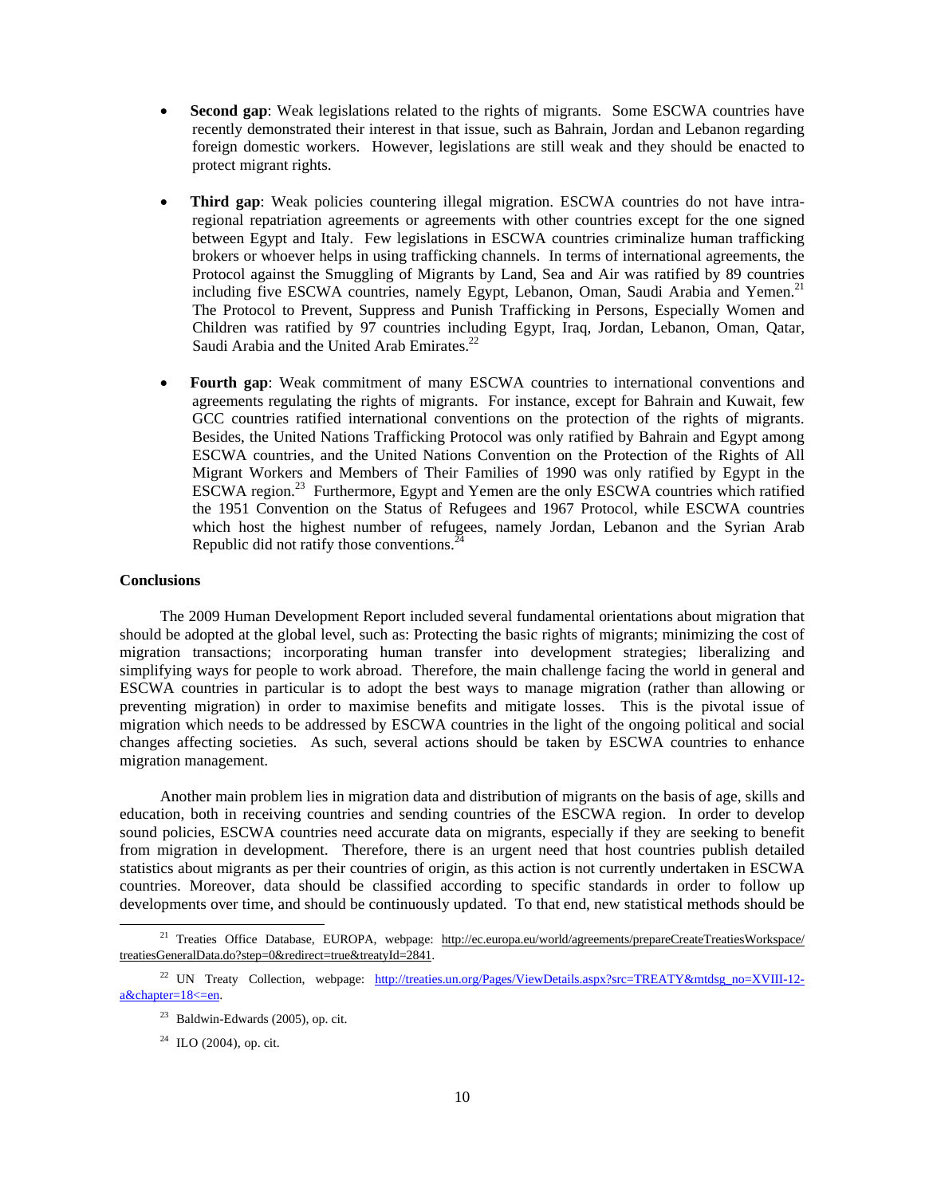- **Second gap**: Weak legislations related to the rights of migrants. Some ESCWA countries have recently demonstrated their interest in that issue, such as Bahrain, Jordan and Lebanon regarding foreign domestic workers. However, legislations are still weak and they should be enacted to protect migrant rights.

- **Third gap**: Weak policies countering illegal migration. ESCWA countries do not have intra-regional repatriation agreements or agreements with other countries except for the one signed between Egypt and Italy. Few legislations in ESCWA countries criminalize human trafficking brokers or whoever helps in using trafficking channels. In terms of international agreements, the Protocol against the Smuggling of Migrants by Land, Sea and Air was ratified by 89 countries including five ESCWA countries, namely Egypt, Lebanon, Oman, Saudi Arabia and Yemen.[21] The Protocol to Prevent, Suppress and Punish Trafficking in Persons, Especially Women and Children was ratified by 97 countries including Egypt, Iraq, Jordan, Lebanon, Oman, Qatar, Saudi Arabia and the United Arab Emirates.[22]

- **Fourth gap**: Weak commitment of many ESCWA countries to international conventions and agreements regulating the rights of migrants. For instance, except for Bahrain and Kuwait, few GCC countries ratified international conventions on the protection of the rights of migrants. Besides, the United Nations Trafficking Protocol was only ratified by Bahrain and Egypt among ESCWA countries, and the United Nations Convention on the Protection of the Rights of All Migrant Workers and Members of Their Families of 1990 was only ratified by Egypt in the ESCWA region.[23] Furthermore, Egypt and Yemen are the only ESCWA countries which ratified the 1951 Convention on the Status of Refugees and 1967 Protocol, while ESCWA countries which host the highest number of refugees, namely Jordan, Lebanon and the Syrian Arab Republic did not ratify those conventions.[24]

**Conclusions**

The 2009 Human Development Report included several fundamental orientations about migration that should be adopted at the global level, such as: Protecting the basic rights of migrants; minimizing the cost of migration transactions; incorporating human transfer into development strategies; liberalizing and simplifying ways for people to work abroad. Therefore, the main challenge facing the world in general and ESCWA countries in particular is to adopt the best ways to manage migration (rather than allowing or preventing migration) in order to maximise benefits and mitigate losses. This is the pivotal issue of migration which needs to be addressed by ESCWA countries in the light of the ongoing political and social changes affecting societies. As such, several actions should be taken by ESCWA countries to enhance migration management.

Another main problem lies in migration data and distribution of migrants on the basis of age, skills and education, both in receiving countries and sending countries of the ESCWA region. In order to develop sound policies, ESCWA countries need accurate data on migrants, especially if they are seeking to benefit from migration in development. Therefore, there is an urgent need that host countries publish detailed statistics about migrants as per their countries of origin, as this action is not currently undertaken in ESCWA countries. Moreover, data should be classified according to specific standards in order to follow up developments over time, and should be continuously updated. To that end, new statistical methods should be

---

[21] Treaties Office Database, EUROPA, webpage: http://ec.europa.eu/world/agreements/prepareCreateTreatiesWorkspace/treatiesGeneralData.do?step=0&redirect=true&treatyId=2841.

[22] UN Treaty Collection, webpage: http://treaties.un.org/Pages/ViewDetails.aspx?src=TREATY&mtdsg_no=XVIII-12-a&chapter=18&lang=en.

[23] Baldwin-Edwards (2005), op. cit.

[24] ILO (2004), op. cit.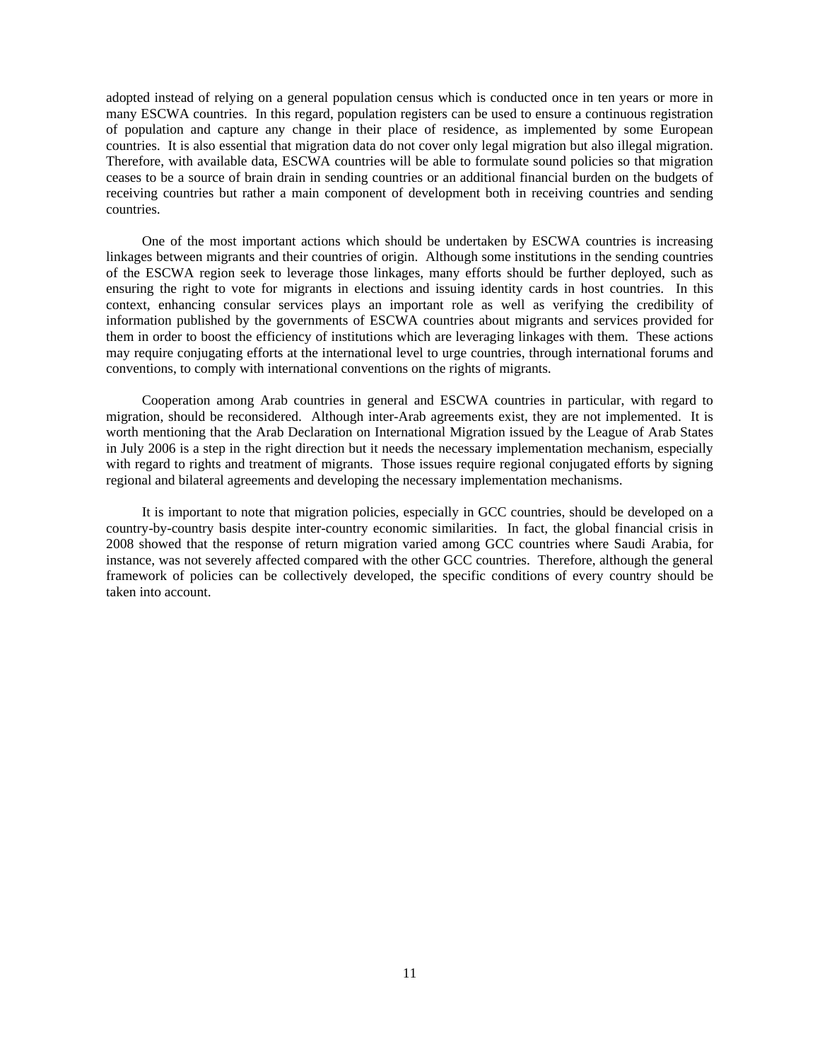adopted instead of relying on a general population census which is conducted once in ten years or more in many ESCWA countries. In this regard, population registers can be used to ensure a continuous registration of population and capture any change in their place of residence, as implemented by some European countries. It is also essential that migration data do not cover only legal migration but also illegal migration. Therefore, with available data, ESCWA countries will be able to formulate sound policies so that migration ceases to be a source of brain drain in sending countries or an additional financial burden on the budgets of receiving countries but rather a main component of development both in receiving countries and sending countries.

One of the most important actions which should be undertaken by ESCWA countries is increasing linkages between migrants and their countries of origin. Although some institutions in the sending countries of the ESCWA region seek to leverage those linkages, many efforts should be further deployed, such as ensuring the right to vote for migrants in elections and issuing identity cards in host countries. In this context, enhancing consular services plays an important role as well as verifying the credibility of information published by the governments of ESCWA countries about migrants and services provided for them in order to boost the efficiency of institutions which are leveraging linkages with them. These actions may require conjugating efforts at the international level to urge countries, through international forums and conventions, to comply with international conventions on the rights of migrants.

Cooperation among Arab countries in general and ESCWA countries in particular, with regard to migration, should be reconsidered. Although inter-Arab agreements exist, they are not implemented. It is worth mentioning that the Arab Declaration on International Migration issued by the League of Arab States in July 2006 is a step in the right direction but it needs the necessary implementation mechanism, especially with regard to rights and treatment of migrants. Those issues require regional conjugated efforts by signing regional and bilateral agreements and developing the necessary implementation mechanisms.

It is important to note that migration policies, especially in GCC countries, should be developed on a country-by-country basis despite inter-country economic similarities. In fact, the global financial crisis in 2008 showed that the response of return migration varied among GCC countries where Saudi Arabia, for instance, was not severely affected compared with the other GCC countries. Therefore, although the general framework of policies can be collectively developed, the specific conditions of every country should be taken into account.